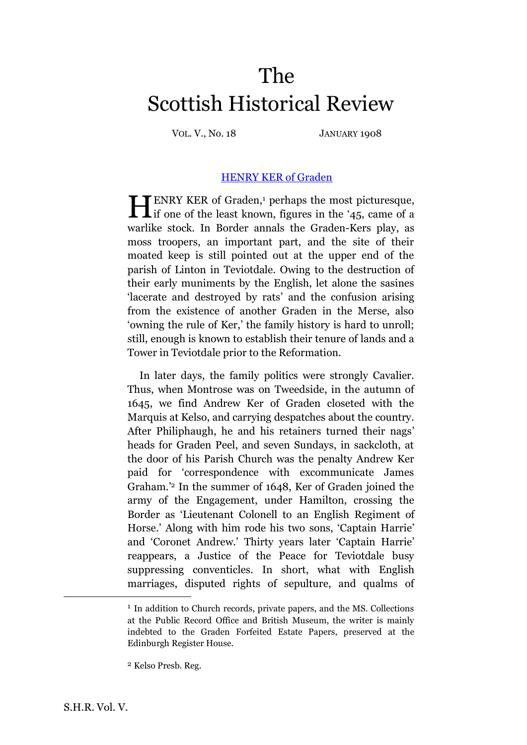# The Scottish Historical Review

VOL. V., No. 18 JANUARY 1908

## HENRY KER of Graden

HENRY KER of Graden,[1] perhaps the most picturesque, if one of the least known, figures in the '45, came of a warlike stock. In Border annals the Graden-Kers play, as moss troopers, an important part, and the site of their moated keep is still pointed out at the upper end of the parish of Linton in Teviotdale. Owing to the destruction of their early muniments by the English, let alone the sasines 'lacerate and destroyed by rats' and the confusion arising from the existence of another Graden in the Merse, also 'owning the rule of Ker,' the family history is hard to unroll; still, enough is known to establish their tenure of lands and a Tower in Teviotdale prior to the Reformation.

In later days, the family politics were strongly Cavalier. Thus, when Montrose was on Tweedside, in the autumn of 1645, we find Andrew Ker of Graden closeted with the Marquis at Kelso, and carrying despatches about the country. After Philiphaugh, he and his retainers turned their nags' heads for Graden Peel, and seven Sundays, in sackcloth, at the door of his Parish Church was the penalty Andrew Ker paid for 'correspondence with excommunicate James Graham.'[2] In the summer of 1648, Ker of Graden joined the army of the Engagement, under Hamilton, crossing the Border as 'Lieutenant Colonell to an English Regiment of Horse.' Along with him rode his two sons, 'Captain Harrie' and 'Coronet Andrew.' Thirty years later 'Captain Harrie' reappears, a Justice of the Peace for Teviotdale busy suppressing conventicles. In short, what with English marriages, disputed rights of sepulture, and qualms of

[1] In addition to Church records, private papers, and the MS. Collections at the Public Record Office and British Museum, the writer is mainly indebted to the Graden Forfeited Estate Papers, preserved at the Edinburgh Register House.

[2] Kelso Presb. Reg.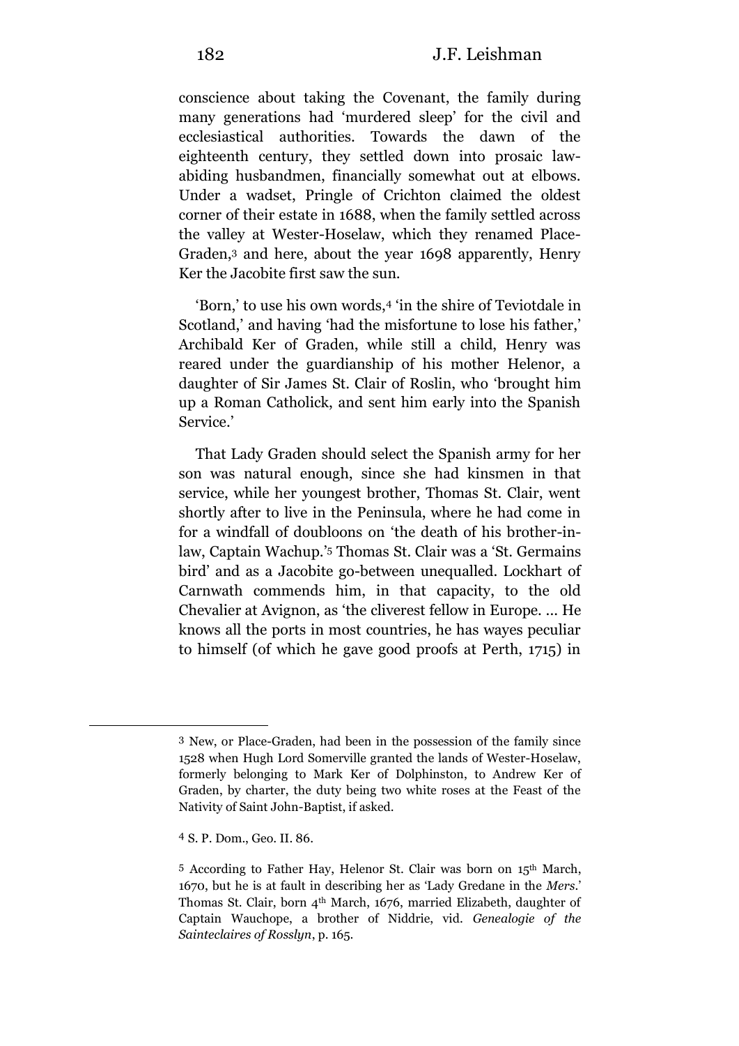conscience about taking the Covenant, the family during many generations had 'murdered sleep' for the civil and ecclesiastical authorities. Towards the dawn of the eighteenth century, they settled down into prosaic law-abiding husbandmen, financially somewhat out at elbows. Under a wadset, Pringle of Crichton claimed the oldest corner of their estate in 1688, when the family settled across the valley at Wester-Hoselaw, which they renamed Place-Graden,[3] and here, about the year 1698 apparently, Henry Ker the Jacobite first saw the sun.

'Born,' to use his own words,[4] 'in the shire of Teviotdale in Scotland,' and having 'had the misfortune to lose his father,' Archibald Ker of Graden, while still a child, Henry was reared under the guardianship of his mother Helenor, a daughter of Sir James St. Clair of Roslin, who 'brought him up a Roman Catholick, and sent him early into the Spanish Service.'

That Lady Graden should select the Spanish army for her son was natural enough, since she had kinsmen in that service, while her youngest brother, Thomas St. Clair, went shortly after to live in the Peninsula, where he had come in for a windfall of doubloons on 'the death of his brother-in-law, Captain Wachup.'[5] Thomas St. Clair was a 'St. Germains bird' and as a Jacobite go-between unequalled. Lockhart of Carnwath commends him, in that capacity, to the old Chevalier at Avignon, as 'the cliverest fellow in Europe. ... He knows all the ports in most countries, he has wayes peculiar to himself (of which he gave good proofs at Perth, 1715) in

---

[3] New, or Place-Graden, had been in the possession of the family since 1528 when Hugh Lord Somerville granted the lands of Wester-Hoselaw, formerly belonging to Mark Ker of Dolphinston, to Andrew Ker of Graden, by charter, the duty being two white roses at the Feast of the Nativity of Saint John-Baptist, if asked.

[4] S. P. Dom., Geo. II. 86.

[5] According to Father Hay, Helenor St. Clair was born on 15th March, 1670, but he is at fault in describing her as 'Lady Gredane in the *Mers*.' Thomas St. Clair, born 4th March, 1676, married Elizabeth, daughter of Captain Wauchope, a brother of Niddrie, vid. *Genealogie of the Sainteclaires of Rosslyn*, p. 165.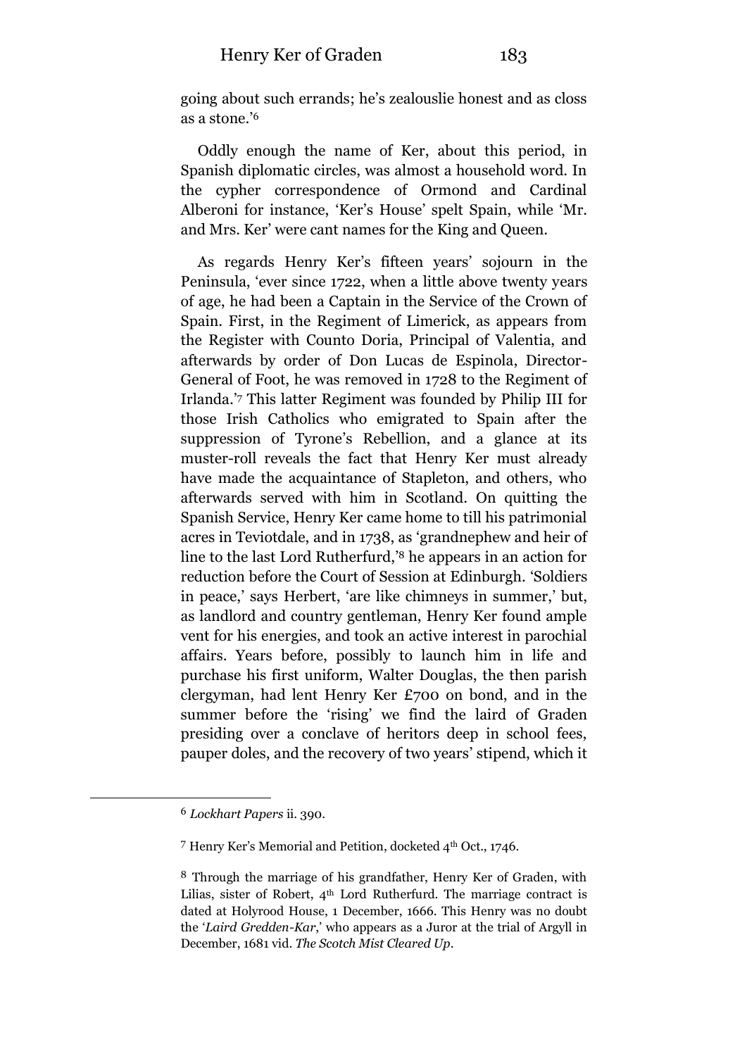going about such errands; he's zealouslie honest and as closs as a stone.'[6]

Oddly enough the name of Ker, about this period, in Spanish diplomatic circles, was almost a household word. In the cypher correspondence of Ormond and Cardinal Alberoni for instance, 'Ker's House' spelt Spain, while 'Mr. and Mrs. Ker' were cant names for the King and Queen.

As regards Henry Ker's fifteen years' sojourn in the Peninsula, 'ever since 1722, when a little above twenty years of age, he had been a Captain in the Service of the Crown of Spain. First, in the Regiment of Limerick, as appears from the Register with Counto Doria, Principal of Valentia, and afterwards by order of Don Lucas de Espinola, Director-General of Foot, he was removed in 1728 to the Regiment of Irlanda.'[7] This latter Regiment was founded by Philip III for those Irish Catholics who emigrated to Spain after the suppression of Tyrone's Rebellion, and a glance at its muster-roll reveals the fact that Henry Ker must already have made the acquaintance of Stapleton, and others, who afterwards served with him in Scotland. On quitting the Spanish Service, Henry Ker came home to till his patrimonial acres in Teviotdale, and in 1738, as 'grandnephew and heir of line to the last Lord Rutherfurd,'[8] he appears in an action for reduction before the Court of Session at Edinburgh. 'Soldiers in peace,' says Herbert, 'are like chimneys in summer,' but, as landlord and country gentleman, Henry Ker found ample vent for his energies, and took an active interest in parochial affairs. Years before, possibly to launch him in life and purchase his first uniform, Walter Douglas, the then parish clergyman, had lent Henry Ker £700 on bond, and in the summer before the 'rising' we find the laird of Graden presiding over a conclave of heritors deep in school fees, pauper doles, and the recovery of two years' stipend, which it

---

[6] *Lockhart Papers* ii. 390.

[7] Henry Ker's Memorial and Petition, docketed 4th Oct., 1746.

[8] Through the marriage of his grandfather, Henry Ker of Graden, with Lilias, sister of Robert, 4th Lord Rutherfurd. The marriage contract is dated at Holyrood House, 1 December, 1666. This Henry was no doubt the '*Laird Gredden-Kar*,' who appears as a Juror at the trial of Argyll in December, 1681 vid. *The Scotch Mist Cleared Up*.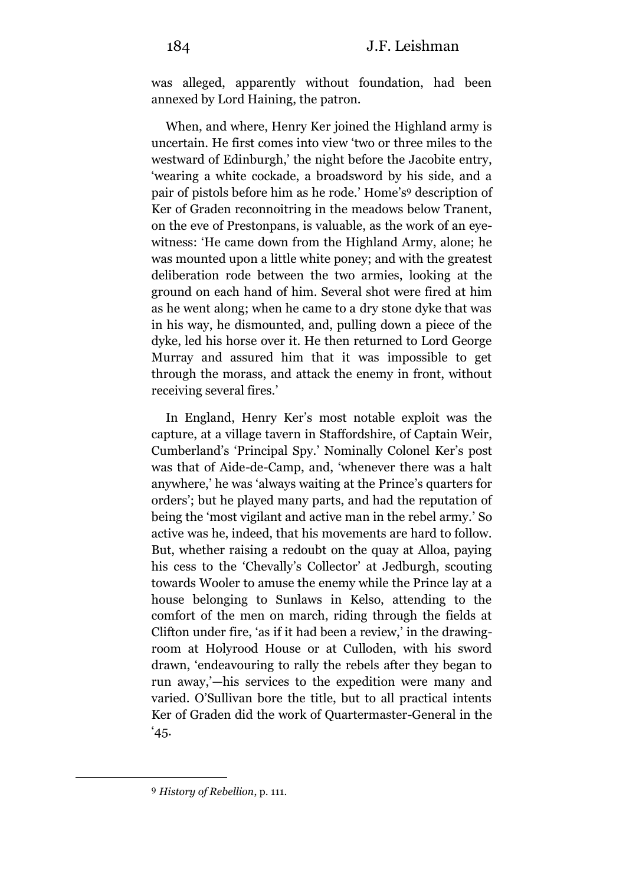was alleged, apparently without foundation, had been annexed by Lord Haining, the patron.

When, and where, Henry Ker joined the Highland army is uncertain. He first comes into view 'two or three miles to the westward of Edinburgh,' the night before the Jacobite entry, 'wearing a white cockade, a broadsword by his side, and a pair of pistols before him as he rode.' Home's[9] description of Ker of Graden reconnoitring in the meadows below Tranent, on the eve of Prestonpans, is valuable, as the work of an eye-witness: 'He came down from the Highland Army, alone; he was mounted upon a little white poney; and with the greatest deliberation rode between the two armies, looking at the ground on each hand of him. Several shot were fired at him as he went along; when he came to a dry stone dyke that was in his way, he dismounted, and, pulling down a piece of the dyke, led his horse over it. He then returned to Lord George Murray and assured him that it was impossible to get through the morass, and attack the enemy in front, without receiving several fires.'

In England, Henry Ker's most notable exploit was the capture, at a village tavern in Staffordshire, of Captain Weir, Cumberland's 'Principal Spy.' Nominally Colonel Ker's post was that of Aide-de-Camp, and, 'whenever there was a halt anywhere,' he was 'always waiting at the Prince's quarters for orders'; but he played many parts, and had the reputation of being the 'most vigilant and active man in the rebel army.' So active was he, indeed, that his movements are hard to follow. But, whether raising a redoubt on the quay at Alloa, paying his cess to the 'Chevally's Collector' at Jedburgh, scouting towards Wooler to amuse the enemy while the Prince lay at a house belonging to Sunlaws in Kelso, attending to the comfort of the men on march, riding through the fields at Clifton under fire, 'as if it had been a review,' in the drawing-room at Holyrood House or at Culloden, with his sword drawn, 'endeavouring to rally the rebels after they began to run away,'—his services to the expedition were many and varied. O'Sullivan bore the title, but to all practical intents Ker of Graden did the work of Quartermaster-General in the '45.

[9] *History of Rebellion*, p. 111.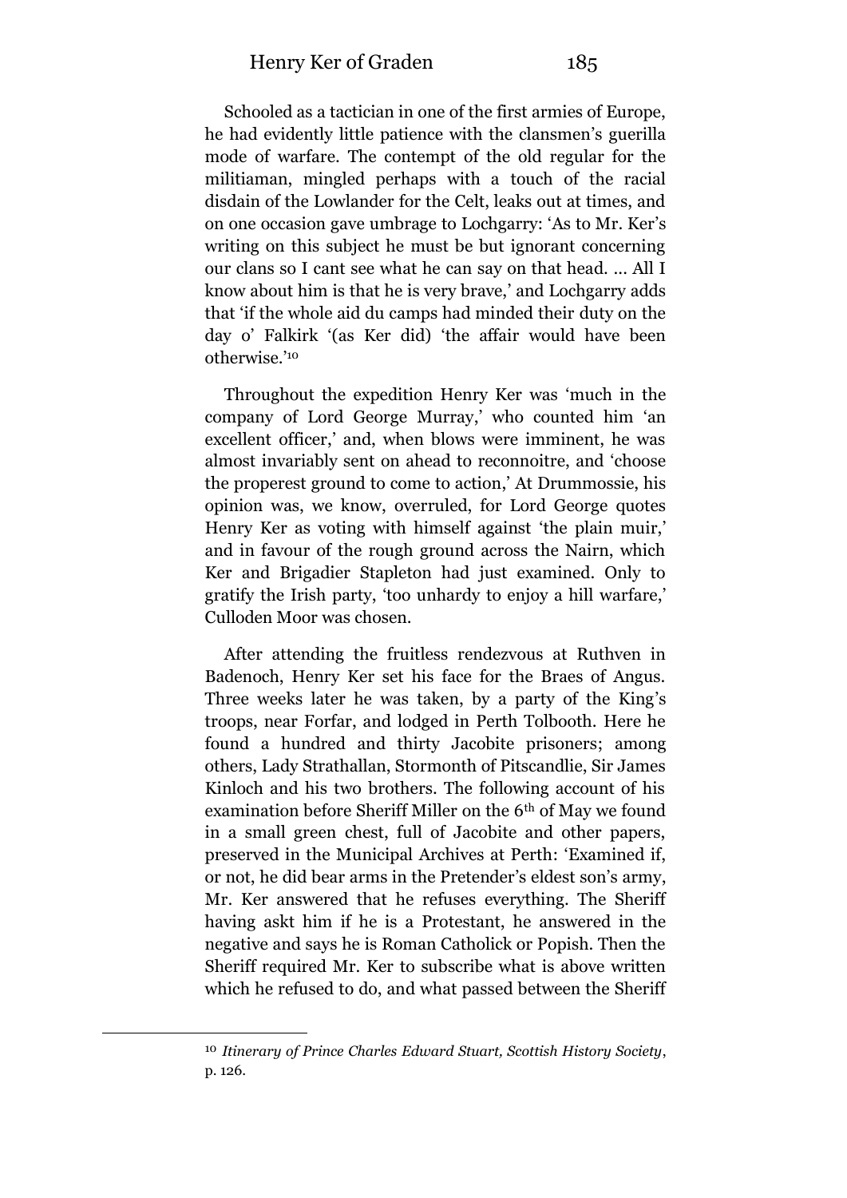Schooled as a tactician in one of the first armies of Europe, he had evidently little patience with the clansmen's guerilla mode of warfare. The contempt of the old regular for the militiaman, mingled perhaps with a touch of the racial disdain of the Lowlander for the Celt, leaks out at times, and on one occasion gave umbrage to Lochgarry: 'As to Mr. Ker's writing on this subject he must be but ignorant concerning our clans so I cant see what he can say on that head. ... All I know about him is that he is very brave,' and Lochgarry adds that 'if the whole aid du camps had minded their duty on the day o' Falkirk '(as Ker did) 'the affair would have been otherwise.'[10]

Throughout the expedition Henry Ker was 'much in the company of Lord George Murray,' who counted him 'an excellent officer,' and, when blows were imminent, he was almost invariably sent on ahead to reconnoitre, and 'choose the properest ground to come to action,' At Drummossie, his opinion was, we know, overruled, for Lord George quotes Henry Ker as voting with himself against 'the plain muir,' and in favour of the rough ground across the Nairn, which Ker and Brigadier Stapleton had just examined. Only to gratify the Irish party, 'too unhardy to enjoy a hill warfare,' Culloden Moor was chosen.

After attending the fruitless rendezvous at Ruthven in Badenoch, Henry Ker set his face for the Braes of Angus. Three weeks later he was taken, by a party of the King's troops, near Forfar, and lodged in Perth Tolbooth. Here he found a hundred and thirty Jacobite prisoners; among others, Lady Strathallan, Stormonth of Pitscandlie, Sir James Kinloch and his two brothers. The following account of his examination before Sheriff Miller on the 6th of May we found in a small green chest, full of Jacobite and other papers, preserved in the Municipal Archives at Perth: 'Examined if, or not, he did bear arms in the Pretender's eldest son's army, Mr. Ker answered that he refuses everything. The Sheriff having askt him if he is a Protestant, he answered in the negative and says he is Roman Catholick or Popish. Then the Sheriff required Mr. Ker to subscribe what is above written which he refused to do, and what passed between the Sheriff

---

[10] *Itinerary of Prince Charles Edward Stuart, Scottish History Society*, p. 126.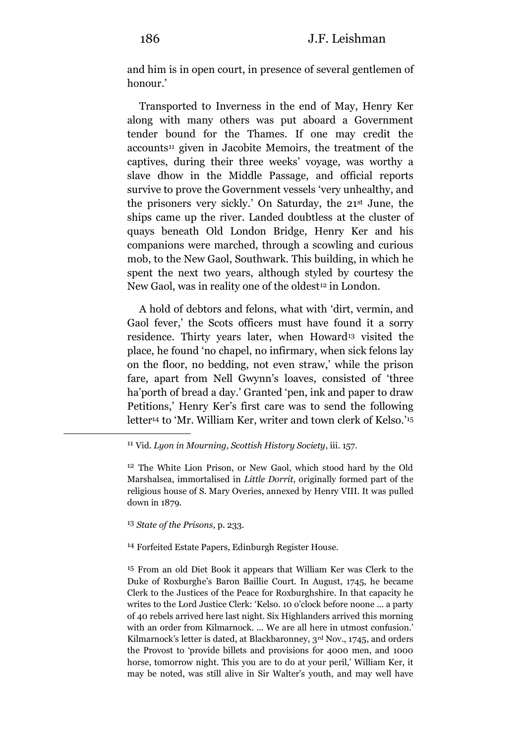and him is in open court, in presence of several gentlemen of honour.'

Transported to Inverness in the end of May, Henry Ker along with many others was put aboard a Government tender bound for the Thames. If one may credit the accounts[11] given in Jacobite Memoirs, the treatment of the captives, during their three weeks' voyage, was worthy a slave dhow in the Middle Passage, and official reports survive to prove the Government vessels 'very unhealthy, and the prisoners very sickly.' On Saturday, the 21st June, the ships came up the river. Landed doubtless at the cluster of quays beneath Old London Bridge, Henry Ker and his companions were marched, through a scowling and curious mob, to the New Gaol, Southwark. This building, in which he spent the next two years, although styled by courtesy the New Gaol, was in reality one of the oldest[12] in London.

A hold of debtors and felons, what with 'dirt, vermin, and Gaol fever,' the Scots officers must have found it a sorry residence. Thirty years later, when Howard[13] visited the place, he found 'no chapel, no infirmary, when sick felons lay on the floor, no bedding, not even straw,' while the prison fare, apart from Nell Gwynn's loaves, consisted of 'three ha'porth of bread a day.' Granted 'pen, ink and paper to draw Petitions,' Henry Ker's first care was to send the following letter[14] to 'Mr. William Ker, writer and town clerk of Kelso.'[15]

---

[11] Vid. *Lyon in Mourning, Scottish History Society*, iii. 157.

[12] The White Lion Prison, or New Gaol, which stood hard by the Old Marshalsea, immortalised in *Little Dorrit*, originally formed part of the religious house of S. Mary Overies, annexed by Henry VIII. It was pulled down in 1879.

[13] *State of the Prisons*, p. 233.

[14] Forfeited Estate Papers, Edinburgh Register House.

[15] From an old Diet Book it appears that William Ker was Clerk to the Duke of Roxburghe's Baron Baillie Court. In August, 1745, he became Clerk to the Justices of the Peace for Roxburghshire. In that capacity he writes to the Lord Justice Clerk: 'Kelso. 10 o'clock before noone ... a party of 40 rebels arrived here last night. Six Highlanders arrived this morning with an order from Kilmarnock. ... We are all here in utmost confusion.' Kilmarnock's letter is dated, at Blackbaronney, 3rd Nov., 1745, and orders the Provost to 'provide billets and provisions for 4000 men, and 1000 horse, tomorrow night. This you are to do at your peril,' William Ker, it may be noted, was still alive in Sir Walter's youth, and may well have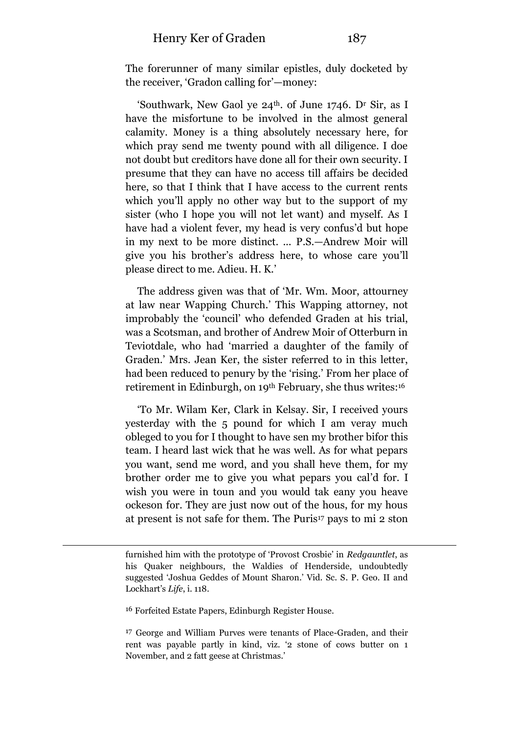The forerunner of many similar epistles, duly docketed by the receiver, 'Gradon calling for'—money:

'Southwark, New Gaol ye 24th. of June 1746. Dr Sir, as I have the misfortune to be involved in the almost general calamity. Money is a thing absolutely necessary here, for which pray send me twenty pound with all diligence. I doe not doubt but creditors have done all for their own security. I presume that they can have no access till affairs be decided here, so that I think that I have access to the current rents which you'll apply no other way but to the support of my sister (who I hope you will not let want) and myself. As I have had a violent fever, my head is very confus'd but hope in my next to be more distinct. … P.S.—Andrew Moir will give you his brother's address here, to whose care you'll please direct to me. Adieu. H. K.'

The address given was that of 'Mr. Wm. Moor, attourney at law near Wapping Church.' This Wapping attorney, not improbably the 'council' who defended Graden at his trial, was a Scotsman, and brother of Andrew Moir of Otterburn in Teviotdale, who had 'married a daughter of the family of Graden.' Mrs. Jean Ker, the sister referred to in this letter, had been reduced to penury by the 'rising.' From her place of retirement in Edinburgh, on 19th February, she thus writes:[16]

'To Mr. Wilam Ker, Clark in Kelsay. Sir, I received yours yesterday with the 5 pound for which I am veray much obleged to you for I thought to have sen my brother bifor this team. I heard last wick that he was well. As for what pepars you want, send me word, and you shall heve them, for my brother order me to give you what pepars you cal'd for. I wish you were in toun and you would tak eany you heave ockeson for. They are just now out of the hous, for my hous at present is not safe for them. The Puris[17] pays to mi 2 ston

---

furnished him with the prototype of 'Provost Crosbie' in *Redgauntlet*, as his Quaker neighbours, the Waldies of Henderside, undoubtedly suggested 'Joshua Geddes of Mount Sharon.' Vid. Sc. S. P. Geo. II and Lockhart's *Life*, i. 118.

[16] Forfeited Estate Papers, Edinburgh Register House.

[17] George and William Purves were tenants of Place-Graden, and their rent was payable partly in kind, viz. '2 stone of cows butter on 1 November, and 2 fatt geese at Christmas.'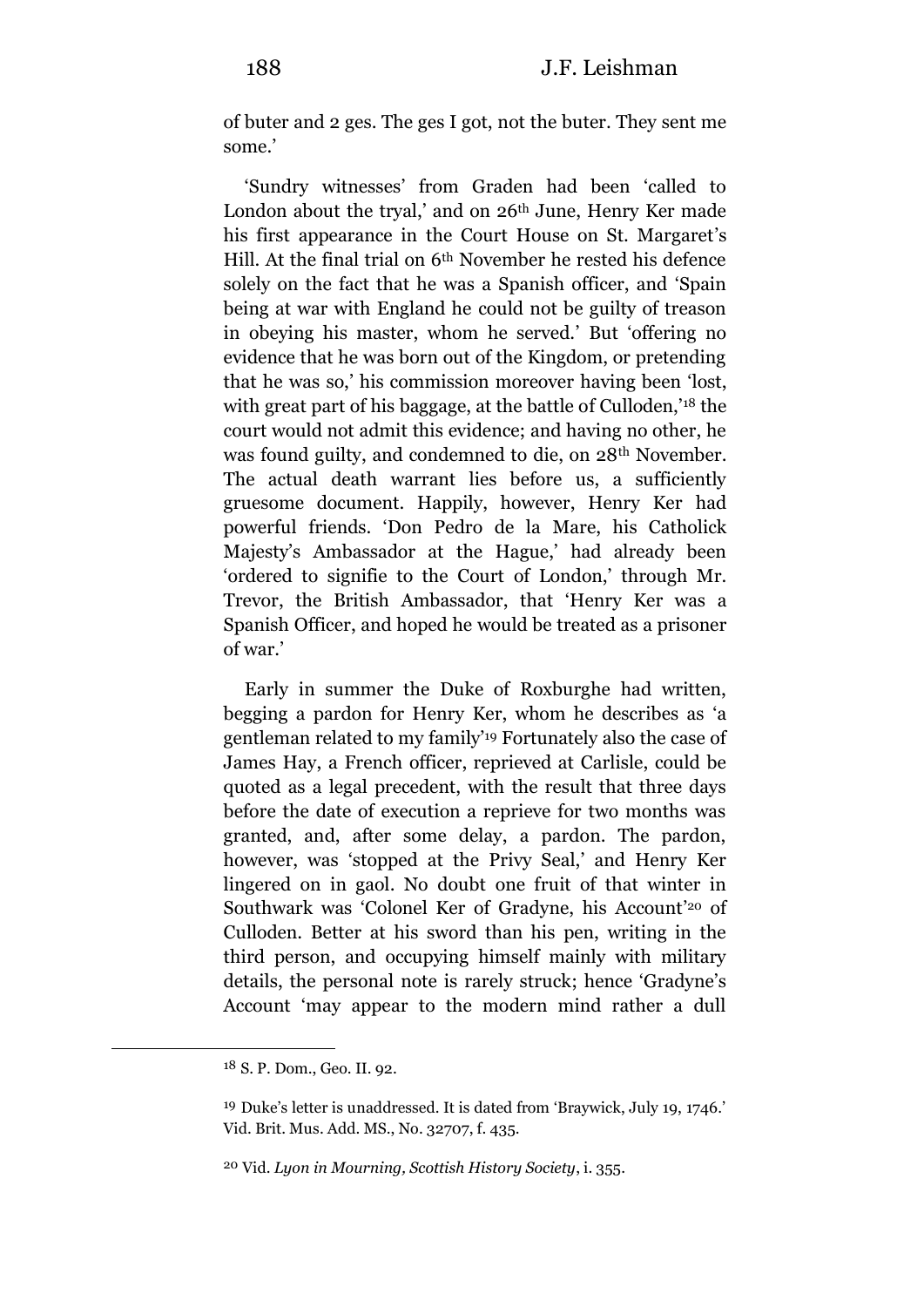of buter and 2 ges. The ges I got, not the buter. They sent me some.'

'Sundry witnesses' from Graden had been 'called to London about the tryal,' and on 26th June, Henry Ker made his first appearance in the Court House on St. Margaret's Hill. At the final trial on 6th November he rested his defence solely on the fact that he was a Spanish officer, and 'Spain being at war with England he could not be guilty of treason in obeying his master, whom he served.' But 'offering no evidence that he was born out of the Kingdom, or pretending that he was so,' his commission moreover having been 'lost, with great part of his baggage, at the battle of Culloden,'[18] the court would not admit this evidence; and having no other, he was found guilty, and condemned to die, on 28th November. The actual death warrant lies before us, a sufficiently gruesome document. Happily, however, Henry Ker had powerful friends. 'Don Pedro de la Mare, his Catholick Majesty's Ambassador at the Hague,' had already been 'ordered to signifie to the Court of London,' through Mr. Trevor, the British Ambassador, that 'Henry Ker was a Spanish Officer, and hoped he would be treated as a prisoner of war.'

Early in summer the Duke of Roxburghe had written, begging a pardon for Henry Ker, whom he describes as 'a gentleman related to my family'[19] Fortunately also the case of James Hay, a French officer, reprieved at Carlisle, could be quoted as a legal precedent, with the result that three days before the date of execution a reprieve for two months was granted, and, after some delay, a pardon. The pardon, however, was 'stopped at the Privy Seal,' and Henry Ker lingered on in gaol. No doubt one fruit of that winter in Southwark was 'Colonel Ker of Gradyne, his Account'[20] of Culloden. Better at his sword than his pen, writing in the third person, and occupying himself mainly with military details, the personal note is rarely struck; hence 'Gradyne's Account 'may appear to the modern mind rather a dull

---

[18] S. P. Dom., Geo. II. 92.

[19] Duke's letter is unaddressed. It is dated from 'Braywick, July 19, 1746.' Vid. Brit. Mus. Add. MS., No. 32707, f. 435.

[20] Vid. *Lyon in Mourning, Scottish History Society*, i. 355.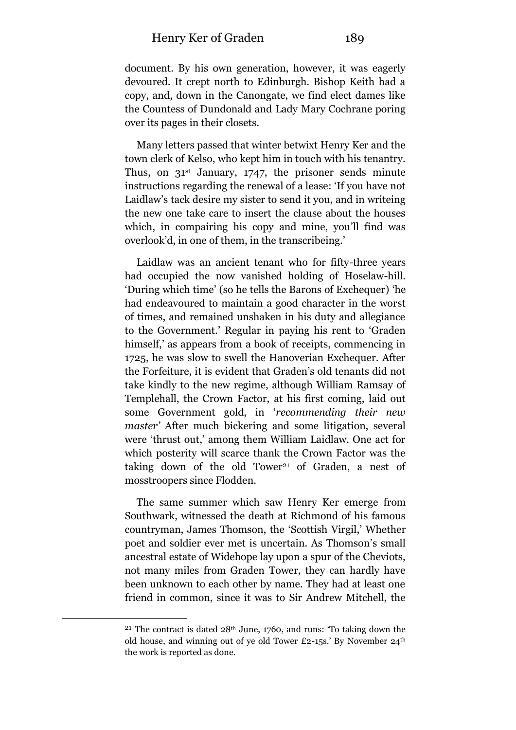document. By his own generation, however, it was eagerly devoured. It crept north to Edinburgh. Bishop Keith had a copy, and, down in the Canongate, we find elect dames like the Countess of Dundonald and Lady Mary Cochrane poring over its pages in their closets.

Many letters passed that winter betwixt Henry Ker and the town clerk of Kelso, who kept him in touch with his tenantry. Thus, on 31st January, 1747, the prisoner sends minute instructions regarding the renewal of a lease: 'If you have not Laidlaw's tack desire my sister to send it you, and in writeing the new one take care to insert the clause about the houses which, in compairing his copy and mine, you'll find was overlook'd, in one of them, in the transcribeing.'

Laidlaw was an ancient tenant who for fifty-three years had occupied the now vanished holding of Hoselaw-hill. 'During which time' (so he tells the Barons of Exchequer) 'he had endeavoured to maintain a good character in the worst of times, and remained unshaken in his duty and allegiance to the Government.' Regular in paying his rent to 'Graden himself,' as appears from a book of receipts, commencing in 1725, he was slow to swell the Hanoverian Exchequer. After the Forfeiture, it is evident that Graden's old tenants did not take kindly to the new regime, although William Ramsay of Templehall, the Crown Factor, at his first coming, laid out some Government gold, in '*recommending their new master'* After much bickering and some litigation, several were 'thrust out,' among them William Laidlaw. One act for which posterity will scarce thank the Crown Factor was the taking down of the old Tower[21] of Graden, a nest of mosstroopers since Flodden.

The same summer which saw Henry Ker emerge from Southwark, witnessed the death at Richmond of his famous countryman, James Thomson, the 'Scottish Virgil,' Whether poet and soldier ever met is uncertain. As Thomson's small ancestral estate of Widehope lay upon a spur of the Cheviots, not many miles from Graden Tower, they can hardly have been unknown to each other by name. They had at least one friend in common, since it was to Sir Andrew Mitchell, the

[21] The contract is dated 28th June, 1760, and runs: 'To taking down the old house, and winning out of ye old Tower £2-15s.' By November 24th the work is reported as done.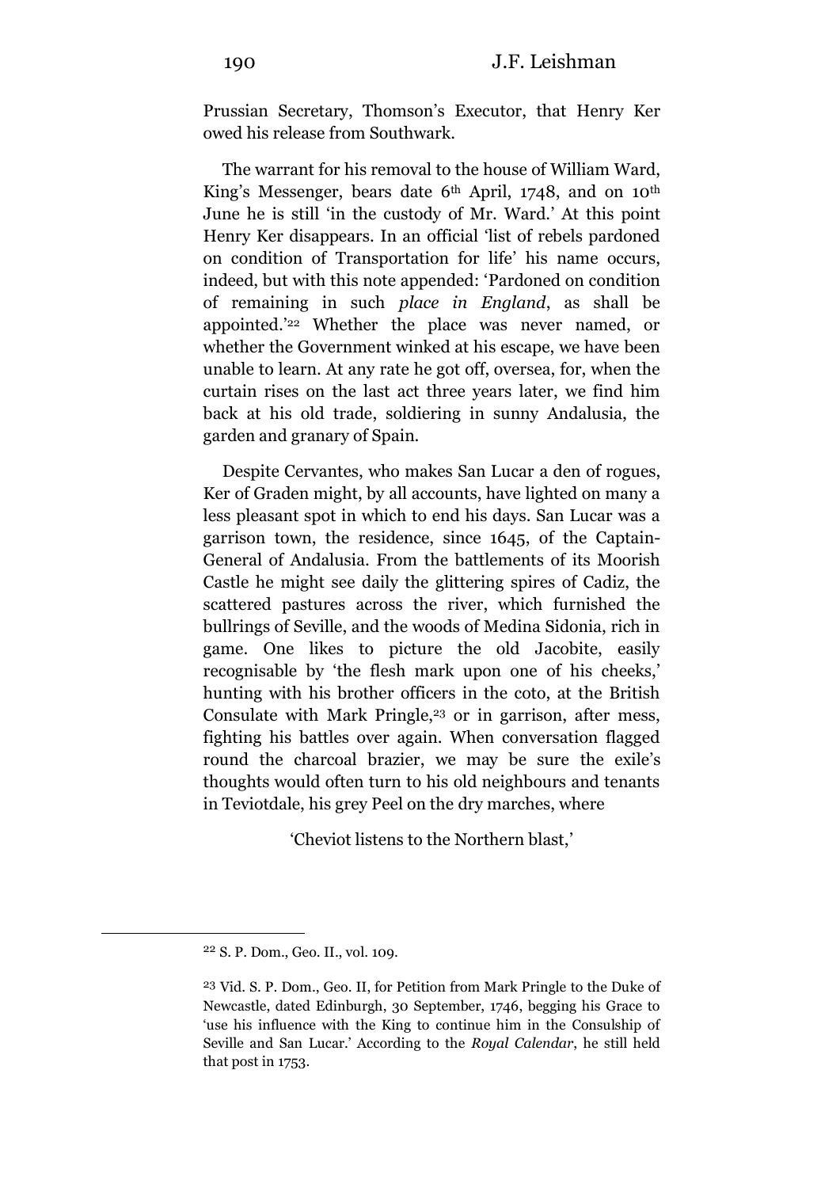Prussian Secretary, Thomson's Executor, that Henry Ker owed his release from Southwark.

The warrant for his removal to the house of William Ward, King's Messenger, bears date 6th April, 1748, and on 10th June he is still 'in the custody of Mr. Ward.' At this point Henry Ker disappears. In an official 'list of rebels pardoned on condition of Transportation for life' his name occurs, indeed, but with this note appended: 'Pardoned on condition of remaining in such *place in England*, as shall be appointed.'[22] Whether the place was never named, or whether the Government winked at his escape, we have been unable to learn. At any rate he got off, oversea, for, when the curtain rises on the last act three years later, we find him back at his old trade, soldiering in sunny Andalusia, the garden and granary of Spain.

Despite Cervantes, who makes San Lucar a den of rogues, Ker of Graden might, by all accounts, have lighted on many a less pleasant spot in which to end his days. San Lucar was a garrison town, the residence, since 1645, of the Captain-General of Andalusia. From the battlements of its Moorish Castle he might see daily the glittering spires of Cadiz, the scattered pastures across the river, which furnished the bullrings of Seville, and the woods of Medina Sidonia, rich in game. One likes to picture the old Jacobite, easily recognisable by 'the flesh mark upon one of his cheeks,' hunting with his brother officers in the coto, at the British Consulate with Mark Pringle,[23] or in garrison, after mess, fighting his battles over again. When conversation flagged round the charcoal brazier, we may be sure the exile's thoughts would often turn to his old neighbours and tenants in Teviotdale, his grey Peel on the dry marches, where

'Cheviot listens to the Northern blast,'

---

[22] S. P. Dom., Geo. II., vol. 109.

[23] Vid. S. P. Dom., Geo. II, for Petition from Mark Pringle to the Duke of Newcastle, dated Edinburgh, 30 September, 1746, begging his Grace to 'use his influence with the King to continue him in the Consulship of Seville and San Lucar.' According to the *Royal Calendar*, he still held that post in 1753.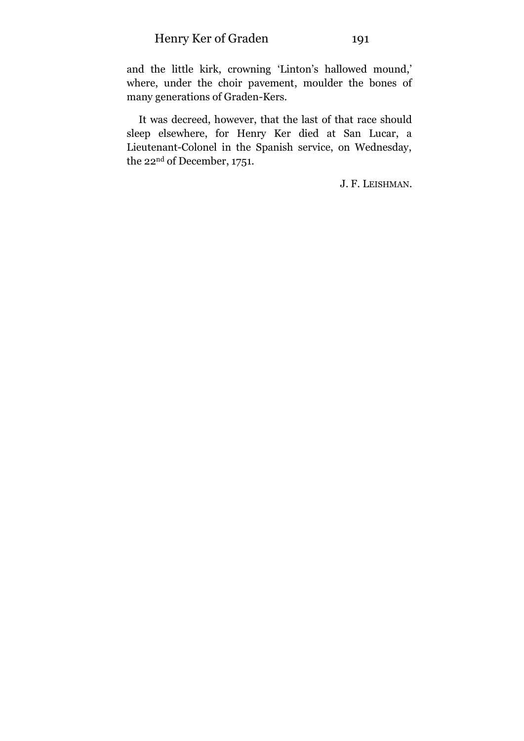and the little kirk, crowning 'Linton's hallowed mound,' where, under the choir pavement, moulder the bones of many generations of Graden-Kers.

It was decreed, however, that the last of that race should sleep elsewhere, for Henry Ker died at San Lucar, a Lieutenant-Colonel in the Spanish service, on Wednesday, the 22nd of December, 1751.

J. F. LEISHMAN.